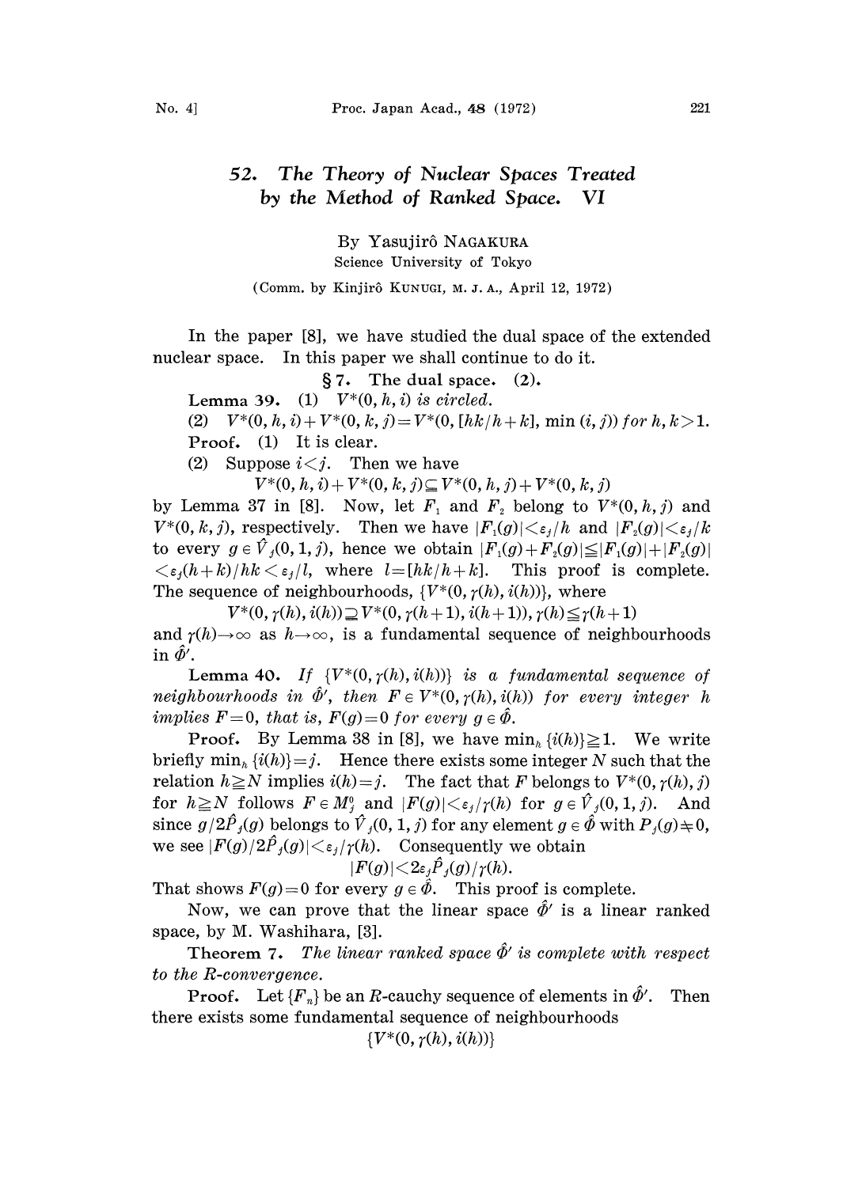# 52. The Theory of Nuclear Spaces Treated by the Method of Ranked Space. VI

By Yasujirô NAGAKURA

Science University of Tokyo

(Comm. by Kinjirô KUNUGI, M. J. A., April 12, 1972)

In the paper [8], we have studied the dual space of the extended nuclear space. In this paper we shall continue to do it.

## § 7. The dual space. (2).

**Lemma 39.** (1) *$V^*(0, h, i)$ is circled.*

(2) *$V^*(0, h, i)+V^*(0, k, j)=V^*(0, [hk/h+k], \min(i, j))$ for $h, k>1$.*

**Proof.** (1) It is clear.

(2) Suppose $i<j$. Then we have

$$V^*(0, h, i)+V^*(0, k, j)\subseteq V^*(0, h, j)+V^*(0, k, j)$$

by Lemma 37 in [8]. Now, let $F_1$ and $F_2$ belong to $V^*(0, h, j)$ and $V^*(0, k, j)$, respectively. Then we have $|F_1(g)|<\varepsilon_j/h$ and $|F_2(g)|<\varepsilon_j/k$ to every $g \in \hat{V}_j(0, 1, j)$, hence we obtain $|F_1(g)+F_2(g)|\leqq|F_1(g)|+|F_2(g)|<\varepsilon_j(h+k)/hk<\varepsilon_j/l$, where $l=[hk/h+k]$. This proof is complete.

The sequence of neighbourhoods, $\{V^*(0, \gamma(h), i(h))\}$, where

$$V^*(0, \gamma(h), i(h))\supseteqq V^*(0, \gamma(h+1), i(h+1)), \gamma(h)\leqq\gamma(h+1)$$

and $\gamma(h)\to\infty$ as $h\to\infty$, is a fundamental sequence of neighbourhoods in $\hat{\Phi}'$.

**Lemma 40.** *If $\{V^*(0, \gamma(h), i(h))\}$ is a fundamental sequence of neighbourhoods in $\hat{\Phi}'$, then $F \in V^*(0, \gamma(h), i(h))$ for every integer $h$ implies $F=0$, that is, $F(g)=0$ for every $g \in \hat{\Phi}$.*

**Proof.** By Lemma 38 in [8], we have $\min_h \{i(h)\}\geqq 1$. We write briefly $\min_h \{i(h)\}=j$. Hence there exists some integer $N$ such that the relation $h\geqq N$ implies $i(h)=j$. The fact that $F$ belongs to $V^*(0, \gamma(h), j)$ for $h\geqq N$ follows $F \in M_j^0$ and $|F(g)|<\varepsilon_j/\gamma(h)$ for $g \in \hat{V}_j(0, 1, j)$. And since $g/2\hat{P}_j(g)$ belongs to $\hat{V}_j(0, 1, j)$ for any element $g \in \hat{\Phi}$ with $P_j(g)\neq 0$, we see $|F(g)/2\hat{P}_j(g)|<\varepsilon_j/\gamma(h)$. Consequently we obtain

$$|F(g)|<2\varepsilon_j\hat{P}_j(g)/\gamma(h).$$

That shows $F(g)=0$ for every $g \in \hat{\Phi}$. This proof is complete.

Now, we can prove that the linear space $\hat{\Phi}'$ is a linear ranked space, by M. Washihara, [3].

**Theorem 7.** *The linear ranked space $\hat{\Phi}'$ is complete with respect to the R-convergence.*

**Proof.** Let $\{F_n\}$ be an $R$-cauchy sequence of elements in $\hat{\Phi}'$. Then there exists some fundamental sequence of neighbourhoods

$$\{V^*(0, \gamma(h), i(h))\}$$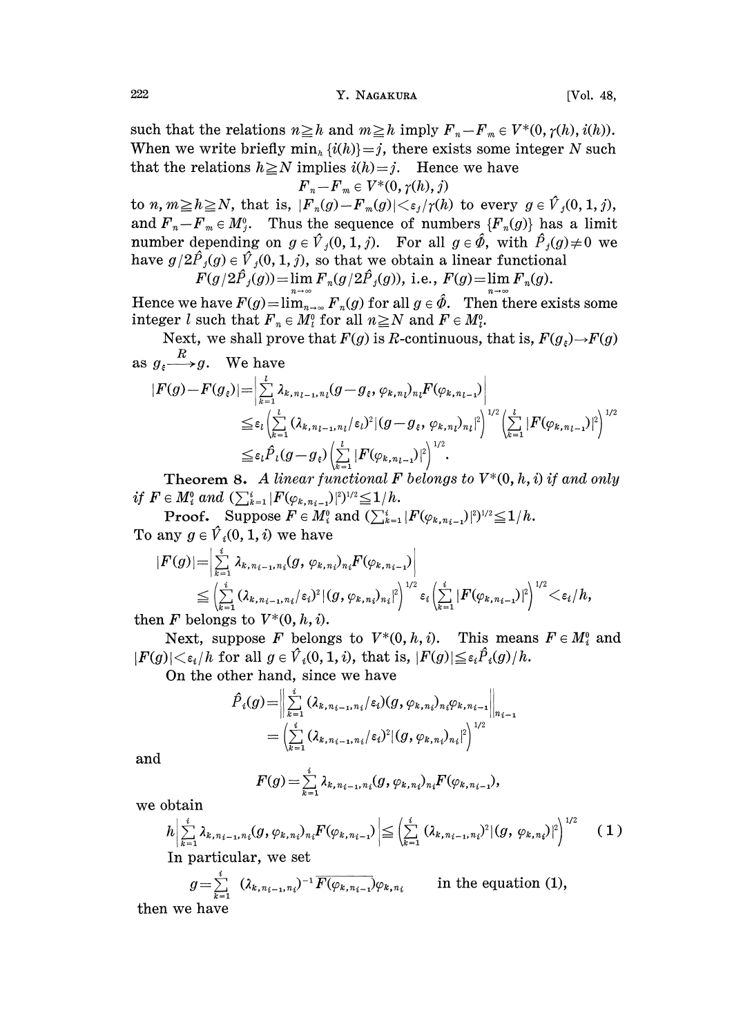such that the relations $n \geqq h$ and $m \geqq h$ imply $F_n - F_m \in V^*(0, \gamma(h), i(h))$. When we write briefly $\min_h \{i(h)\} = j$, there exists some integer $N$ such that the relations $h \geqq N$ implies $i(h) = j$. Hence we have

$$F_n - F_m \in V^*(0, \gamma(h), j)$$

to $n, m \geqq h \geqq N$, that is, $|F_n(g) - F_m(g)| < \varepsilon_j / \gamma(h)$ to every $g \in \hat{V}_j(0, 1, j)$, and $F_n - F_m \in M_j^0$. Thus the sequence of numbers $\{F_n(g)\}$ has a limit number depending on $g \in \hat{V}_j(0, 1, j)$. For all $g \in \hat{\Phi}$, with $\hat{P}_j(g) \neq 0$ we have $g / 2\hat{P}_j(g) \in \hat{V}_j(0, 1, j)$, so that we obtain a linear functional

$$F(g/2\hat{P}_j(g)) = \lim_{n \to \infty} F_n(g/2\hat{P}_j(g)), \text{ i.e., } F(g) = \lim_{n \to \infty} F_n(g).$$

Hence we have $F(g) = \lim_{n \to \infty} F_n(g)$ for all $g \in \hat{\Phi}$. Then there exists some integer $l$ such that $F_n \in M_l^0$ for all $n \geqq N$ and $F \in M_l^0$.

Next, we shall prove that $F(g)$ is $R$-continuous, that is, $F(g_\xi) \to F(g)$ as $g_\xi \xrightarrow{R} g$. We have

$$\begin{aligned}
|F(g) - F(g_\xi)| &= \left| \sum_{k=1}^{l} \lambda_{k, n_{l-1}, n_l} (g - g_\xi, \varphi_{k, n_l})_{n_l} F(\varphi_{k, n_{l-1}}) \right| \\
&\leqq \varepsilon_l \left( \sum_{k=1}^{l} (\lambda_{k, n_{l-1}, n_l} / \varepsilon_l)^2 |(g - g_\xi, \varphi_{k, n_l})_{n_l}|^2 \right)^{1/2} \left( \sum_{k=1}^{l} |F(\varphi_{k, n_{l-1}})|^2 \right)^{1/2} \\
&\leqq \varepsilon_l \hat{P}_l(g - g_\xi) \left( \sum_{k=1}^{l} |F(\varphi_{k, n_{l-1}})|^2 \right)^{1/2}.
\end{aligned}$$

**Theorem 8.** *A linear functional $F$ belongs to $V^*(0, h, i)$ if and only if $F \in M_i^0$ and $(\sum_{k=1}^{i} |F(\varphi_{k, n_{i-1}})|^2)^{1/2} \leqq 1/h$.*

**Proof.** Suppose $F \in M_i^0$ and $(\sum_{k=1}^{i} |F(\varphi_{k, n_{i-1}})|^2)^{1/2} \leqq 1/h$. To any $g \in \hat{V}_i(0, 1, i)$ we have

$$\begin{aligned}
|F(g)| &= \left| \sum_{k=1}^{i} \lambda_{k, n_{i-1}, n_i} (g, \varphi_{k, n_i})_{n_i} F(\varphi_{k, n_{i-1}}) \right| \\
&\leqq \left( \sum_{k=1}^{i} (\lambda_{k, n_{i-1}, n_i} / \varepsilon_i)^2 |(g, \varphi_{k, n_i})_{n_i}|^2 \right)^{1/2} \varepsilon_i \left( \sum_{k=1}^{i} |F(\varphi_{k, n_{i-1}})|^2 \right)^{1/2} < \varepsilon_i / h,
\end{aligned}$$

then $F$ belongs to $V^*(0, h, i)$.

Next, suppose $F$ belongs to $V^*(0, h, i)$. This means $F \in M_i^0$ and $|F(g)| < \varepsilon_i / h$ for all $g \in \hat{V}_i(0, 1, i)$, that is, $|F(g)| \leqq \varepsilon_i \hat{P}_i(g)/h$.

On the other hand, since we have

$$\begin{aligned}
\hat{P}_i(g) &= \left\| \sum_{k=1}^{i} (\lambda_{k, n_{i-1}, n_i} / \varepsilon_i)(g, \varphi_{k, n_i})_{n_i} \varphi_{k, n_{i-1}} \right\|_{n_{i-1}} \\
&= \left( \sum_{k=1}^{i} (\lambda_{k, n_{i-1}, n_i} / \varepsilon_i)^2 |(g, \varphi_{k, n_i})_{n_i}|^2 \right)^{1/2}
\end{aligned}$$

and

$$F(g) = \sum_{k=1}^{i} \lambda_{k, n_{i-1}, n_i} (g, \varphi_{k, n_i})_{n_i} F(\varphi_{k, n_{i-1}}),$$

we obtain

$$h \left| \sum_{k=1}^{i} \lambda_{k, n_{i-1}, n_i} (g, \varphi_{k, n_i})_{n_i} F(\varphi_{k, n_{i-1}}) \right| \leqq \left( \sum_{k=1}^{i} (\lambda_{k, n_{i-1}, n_i})^2 |(g, \varphi_{k, n_i})|^2 \right)^{1/2} \quad (1)$$

In particular, we set

$$g = \sum_{k=1}^{i} (\lambda_{k, n_{i-1}, n_i})^{-1} \overline{F(\varphi_{k, n_{i-1}})} \varphi_{k, n_i} \qquad \text{in the equation (1),}$$

then we have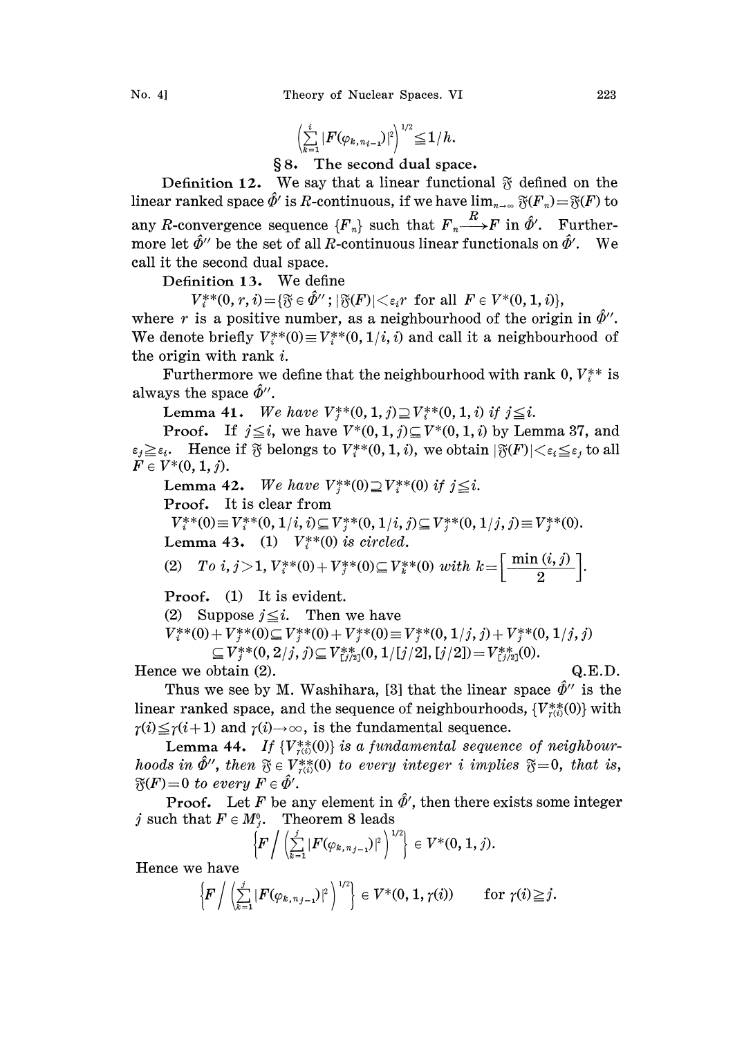$$\left(\sum_{k=1}^{i} |F(\varphi_{k,n_{i-1}})|^2\right)^{1/2} \leqq 1/h.$$

## § 8. The second dual space.

**Definition 12.** We say that a linear functional $\mathfrak{F}$ defined on the linear ranked space $\hat{\Phi}'$ is $R$-continuous, if we have $\lim_{n\to\infty} \mathfrak{F}(F_n) = \mathfrak{F}(F)$ to any $R$-convergence sequence $\{F_n\}$ such that $F_n \xrightarrow{R} F$ in $\hat{\Phi}'$. Furthermore let $\hat{\Phi}''$ be the set of all $R$-continuous linear functionals on $\hat{\Phi}'$. We call it the second dual space.

**Definition 13.** We define

$$V_i^{**}(0, r, i) = \{\mathfrak{F} \in \hat{\Phi}''; |\mathfrak{F}(F)| < \varepsilon_i r \text{ for all } F \in V^*(0, 1, i)\},$$

where $r$ is a positive number, as a neighbourhood of the origin in $\hat{\Phi}''$. We denote briefly $V_i^{**}(0) \equiv V_i^{**}(0, 1/i, i)$ and call it a neighbourhood of the origin with rank $i$.

Furthermore we define that the neighbourhood with rank 0, $V_i^{**}$ is always the space $\hat{\Phi}''$.

**Lemma 41.** *We have $V_j^{**}(0, 1, j) \supseteqq V_i^{**}(0, 1, i)$ if $j \leqq i$.*

**Proof.** If $j \leqq i$, we have $V^*(0, 1, j) \subseteqq V^*(0, 1, i)$ by Lemma 37, and $\varepsilon_j \geqq \varepsilon_i$. Hence if $\mathfrak{F}$ belongs to $V_i^{**}(0, 1, i)$, we obtain $|\mathfrak{F}(F)| < \varepsilon_i \leqq \varepsilon_j$ to all $F \in V^*(0, 1, j)$.

**Lemma 42.** *We have $V_j^{**}(0) \supseteqq V_i^{**}(0)$ if $j \leqq i$.*

**Proof.** It is clear from

$$V_i^{**}(0) \equiv V_i^{**}(0, 1/i, i) \subseteqq V_j^{**}(0, 1/i, j) \subseteqq V_j^{**}(0, 1/j, j) \equiv V_j^{**}(0).$$

**Lemma 43.** (1) *$V_i^{**}(0)$ is circled.*

(2) *To $i, j > 1$, $V_i^{**}(0) + V_j^{**}(0) \subseteqq V_k^{**}(0)$ with $k = \left[\dfrac{\min(i, j)}{2}\right]$.*

**Proof.** (1) It is evident.

(2) Suppose $j \leqq i$. Then we have

$$V_i^{**}(0) + V_j^{**}(0) \subseteqq V_j^{**}(0) + V_j^{**}(0) \equiv V_j^{**}(0, 1/j, j) + V_j^{**}(0, 1/j, j)$$
$$\subseteqq V_j^{**}(0, 2/j, j) \subseteqq V_{[j/2]}^{**}(0, 1/[j/2], [j/2]) = V_{[j/2]}^{**}(0).$$

Hence we obtain (2). Q.E.D.

Thus we see by M. Washihara, [3] that the linear space $\hat{\Phi}''$ is the linear ranked space, and the sequence of neighbourhoods, $\{V_{\gamma(i)}^{**}(0)\}$ with $\gamma(i) \leqq \gamma(i+1)$ and $\gamma(i) \to \infty$, is the fundamental sequence.

**Lemma 44.** *If $\{V_{\gamma(i)}^{**}(0)\}$ is a fundamental sequence of neighbourhoods in $\hat{\Phi}''$, then $\mathfrak{F} \in V_{\gamma(i)}^{**}(0)$ to every integer $i$ implies $\mathfrak{F} = 0$, that is, $\mathfrak{F}(F) = 0$ to every $F \in \hat{\Phi}'$.*

**Proof.** Let $F$ be any element in $\hat{\Phi}'$, then there exists some integer $j$ such that $F \in M_j^0$. Theorem 8 leads

$$\left\{F \Big/ \left(\sum_{k=1}^{j} |F(\varphi_{k,n_{j-1}})|^2\right)^{1/2}\right\} \in V^*(0, 1, j).$$

Hence we have

$$\left\{F \Big/ \left(\sum_{k=1}^{j} |F(\varphi_{k,n_{j-1}})|^2\right)^{1/2}\right\} \in V^*(0, 1, \gamma(i)) \qquad \text{for } \gamma(i) \geqq j.$$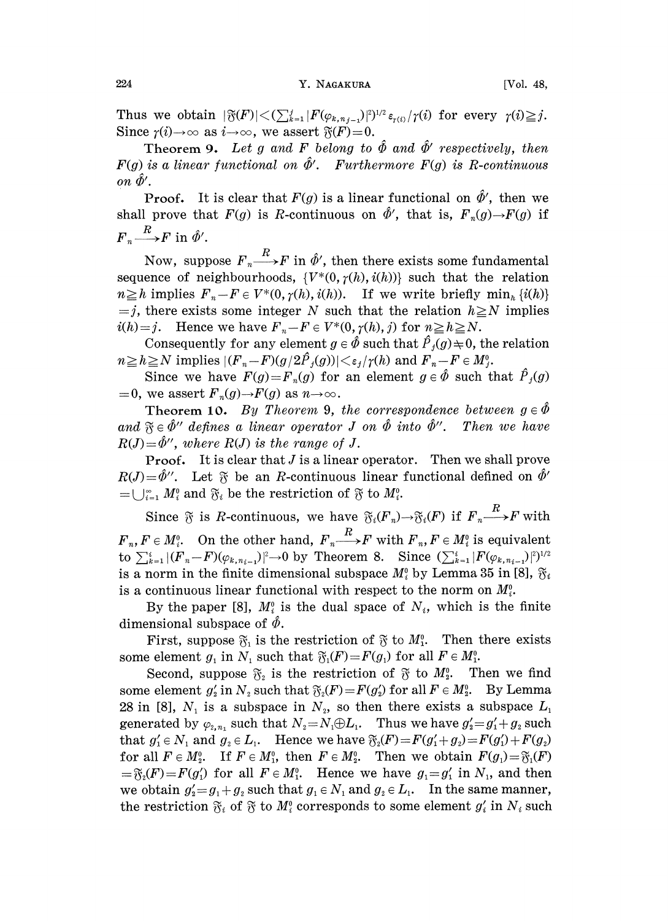Thus we obtain $|\mathfrak{F}(F)| < (\sum_{k=1}^{j} |F(\varphi_{k,n_{j-1}})|^2)^{1/2} \varepsilon_{\gamma(i)}/\gamma(i)$ for every $\gamma(i) \geqq j$. Since $\gamma(i) \to \infty$ as $i \to \infty$, we assert $\mathfrak{F}(F) = 0$.

**Theorem 9.** *Let $g$ and $F$ belong to $\hat{\Phi}$ and $\hat{\Phi}'$ respectively, then $F(g)$ is a linear functional on $\hat{\Phi}'$. Furthermore $F(g)$ is R-continuous on $\hat{\Phi}'$.*

**Proof.** It is clear that $F(g)$ is a linear functional on $\hat{\Phi}'$, then we shall prove that $F(g)$ is $R$-continuous on $\hat{\Phi}'$, that is, $F_n(g) \to F(g)$ if $F_n \xrightarrow{R} F$ in $\hat{\Phi}'$.

Now, suppose $F_n \xrightarrow{R} F$ in $\hat{\Phi}'$, then there exists some fundamental sequence of neighbourhoods, $\{V^*(0, \gamma(h), i(h))\}$ such that the relation $n \geqq h$ implies $F_n - F \in V^*(0, \gamma(h), i(h))$. If we write briefly $\min_h \{i(h)\} = j$, there exists some integer $N$ such that the relation $h \geqq N$ implies $i(h) = j$. Hence we have $F_n - F \in V^*(0, \gamma(h), j)$ for $n \geqq h \geqq N$.

Consequently for any element $g \in \hat{\Phi}$ such that $\hat{P}_j(g) \neq 0$, the relation $n \geqq h \geqq N$ implies $|(F_n - F)(g/2\hat{P}_j(g))| < \varepsilon_j/\gamma(h)$ and $F_n - F \in M_j^0$.

Since we have $F(g) = F_n(g)$ for an element $g \in \hat{\Phi}$ such that $\hat{P}_j(g) = 0$, we assert $F_n(g) \to F(g)$ as $n \to \infty$.

**Theorem 10.** *By Theorem 9, the correspondence between $g \in \hat{\Phi}$ and $\mathfrak{F} \in \hat{\Phi}''$ defines a linear operator $J$ on $\hat{\Phi}$ into $\hat{\Phi}''$. Then we have $R(J) = \hat{\Phi}''$, where $R(J)$ is the range of $J$.*

**Proof.** It is clear that $J$ is a linear operator. Then we shall prove $R(J) = \hat{\Phi}''$. Let $\mathfrak{F}$ be an $R$-continuous linear functional defined on $\hat{\Phi}' = \bigcup_{i=1}^{\infty} M_i^0$ and $\mathfrak{F}_i$ be the restriction of $\mathfrak{F}$ to $M_i^0$.

Since $\mathfrak{F}$ is $R$-continuous, we have $\mathfrak{F}_i(F_n) \to \mathfrak{F}_i(F)$ if $F_n \xrightarrow{R} F$ with $F_n, F \in M_i^0$. On the other hand, $F_n \xrightarrow{R} F$ with $F_n, F \in M_i^0$ is equivalent to $\sum_{k=1}^{i} |(F_n - F)(\varphi_{k,n_{i-1}})|^2 \to 0$ by Theorem 8. Since $(\sum_{k=1}^{i} |F(\varphi_{k,n_{i-1}})|^2)^{1/2}$ is a norm in the finite dimensional subspace $M_i^0$ by Lemma 35 in [8], $\mathfrak{F}_i$ is a continuous linear functional with respect to the norm on $M_i^0$.

By the paper [8], $M_i^0$ is the dual space of $N_i$, which is the finite dimensional subspace of $\hat{\Phi}$.

First, suppose $\mathfrak{F}_1$ is the restriction of $\mathfrak{F}$ to $M_1^0$. Then there exists some element $g_1$ in $N_1$ such that $\mathfrak{F}_1(F) = F(g_1)$ for all $F \in M_1^0$.

Second, suppose $\mathfrak{F}_2$ is the restriction of $\mathfrak{F}$ to $M_2^0$. Then we find some element $g_2'$ in $N_2$ such that $\mathfrak{F}_2(F) = F(g_2')$ for all $F \in M_2^0$. By Lemma 28 in [8], $N_1$ is a subspace in $N_2$, so then there exists a subspace $L_1$ generated by $\varphi_{2,n_1}$ such that $N_2 = N_1 \oplus L_1$. Thus we have $g_2' = g_1' + g_2$ such that $g_1' \in N_1$ and $g_2 \in L_1$. Hence we have $\mathfrak{F}_2(F) = F(g_1' + g_2) = F(g_1') + F(g_2)$ for all $F \in M_2^0$. If $F \in M_1^0$, then $F \in M_2^0$. Then we obtain $F(g_1) = \mathfrak{F}_1(F) = \mathfrak{F}_2(F) = F(g_1')$ for all $F \in M_1^0$. Hence we have $g_1 = g_1'$ in $N_1$, and then we obtain $g_2' = g_1 + g_2$ such that $g_1 \in N_1$ and $g_2 \in L_1$. In the same manner, the restriction $\mathfrak{F}_i$ of $\mathfrak{F}$ to $M_i^0$ corresponds to some element $g_i'$ in $N_i$ such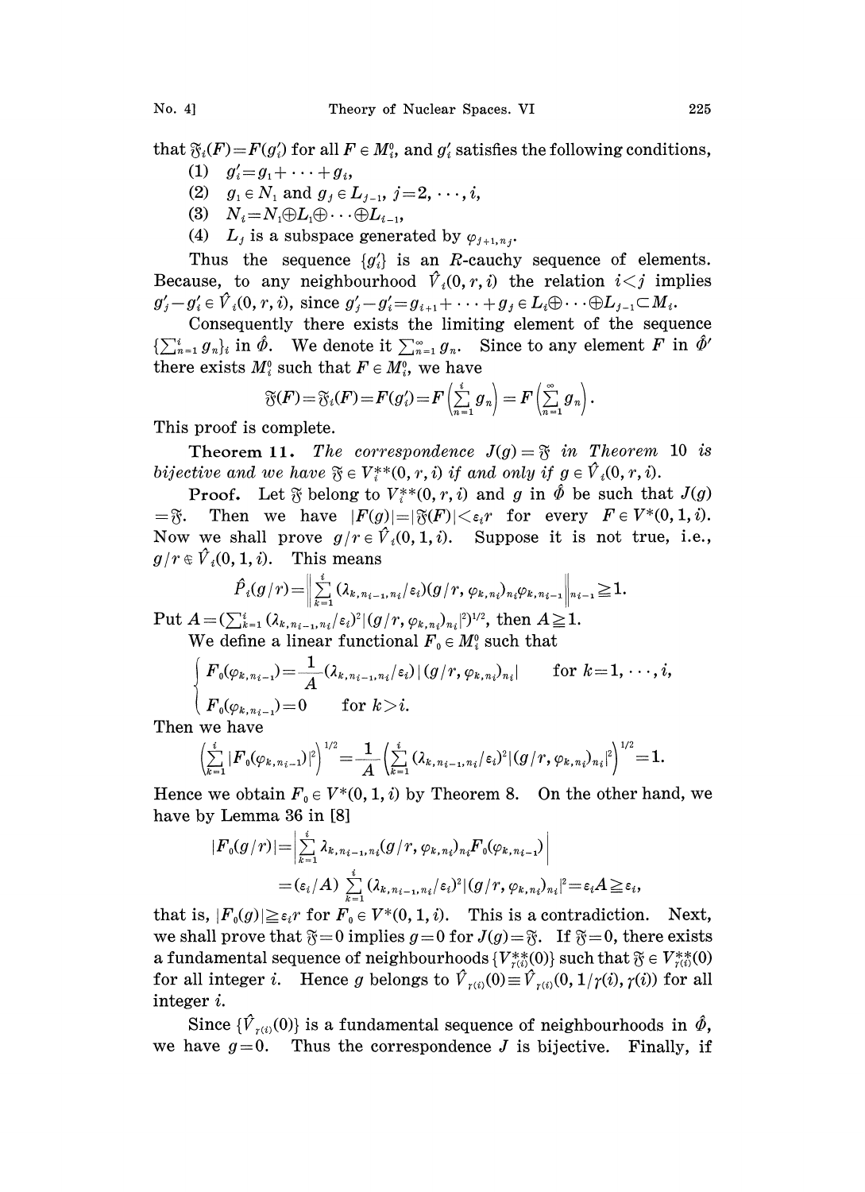that $\mathfrak{F}_i(F)=F(g'_i)$ for all $F \in M_i^0$, and $g'_i$ satisfies the following conditions,

(1) $g'_i=g_1+\cdots+g_i$,

(2) $g_1 \in N_1$ and $g_j \in L_{j-1}$, $j=2,\cdots,i$,

(3) $N_i=N_1 \oplus L_1 \oplus \cdots \oplus L_{i-1}$,

(4) $L_j$ is a subspace generated by $\varphi_{j+1,n_j}$.

Thus the sequence $\{g'_i\}$ is an $R$-cauchy sequence of elements. Because, to any neighbourhood $\hat{V}_i(0,r,i)$ the relation $i<j$ implies $g'_j-g'_i \in \hat{V}_i(0,r,i)$, since $g'_j-g'_i=g_{i+1}+\cdots+g_j \in L_i \oplus \cdots \oplus L_{j-1} \subset M_i$.

Consequently there exists the limiting element of the sequence $\{\sum_{n=1}^i g_n\}_i$ in $\hat{\Phi}$. We denote it $\sum_{n=1}^\infty g_n$. Since to any element $F$ in $\hat{\Phi}'$ there exists $M_i^0$ such that $F \in M_i^0$, we have

$$\mathfrak{F}(F)=\mathfrak{F}_i(F)=F(g'_i)=F\left(\sum_{n=1}^i g_n\right)=F\left(\sum_{n=1}^\infty g_n\right).$$

This proof is complete.

**Theorem 11.** *The correspondence $J(g)=\mathfrak{F}$ in Theorem 10 is bijective and we have $\mathfrak{F} \in V_i^{**}(0,r,i)$ if and only if $g \in \hat{V}_i(0,r,i)$.*

**Proof.** Let $\mathfrak{F}$ belong to $V_i^{**}(0,r,i)$ and $g$ in $\hat{\Phi}$ be such that $J(g)=\mathfrak{F}$. Then we have $|F(g)|=|\mathfrak{F}(F)|<\varepsilon_i r$ for every $F \in V^*(0,1,i)$. Now we shall prove $g/r \in \hat{V}_i(0,1,i)$. Suppose it is not true, i.e., $g/r \notin \hat{V}_i(0,1,i)$. This means

$$\hat{P}_i(g/r)=\left\| \sum_{k=1}^i (\lambda_{k,n_{i-1},n_i}/\varepsilon_i)(g/r,\varphi_{k,n_i})_{n_i}\varphi_{k,n_{i-1}} \right\|_{n_{i-1}} \geqq 1.$$

Put $A=(\sum_{k=1}^i (\lambda_{k,n_{i-1},n_i}/\varepsilon_i)^2|(g/r,\varphi_{k,n_i})_{n_i}|^2)^{1/2}$, then $A \geqq 1$.

We define a linear functional $F_0 \in M_i^0$ such that

$$\begin{cases} F_0(\varphi_{k,n_{i-1}})=\dfrac{1}{A}(\lambda_{k,n_{i-1},n_i}/\varepsilon_i)|(g/r,\varphi_{k,n_i})_{n_i}| & \text{for } k=1,\cdots,i, \\ F_0(\varphi_{k,n_{i-1}})=0 & \text{for } k>i. \end{cases}$$

Then we have

$$\left(\sum_{k=1}^i |F_0(\varphi_{k,n_{i-1}})|^2\right)^{1/2}=\frac{1}{A}\left(\sum_{k=1}^i (\lambda_{k,n_{i-1},n_i}/\varepsilon_i)^2|(g/r,\varphi_{k,n_i})_{n_i}|^2\right)^{1/2}=1.$$

Hence we obtain $F_0 \in V^*(0,1,i)$ by Theorem 8. On the other hand, we have by Lemma 36 in [8]

$$\begin{aligned} |F_0(g/r)| &= \left| \sum_{k=1}^i \lambda_{k,n_{i-1},n_i}(g/r,\varphi_{k,n_i})_{n_i}F_0(\varphi_{k,n_{i-1}}) \right| \\ &= (\varepsilon_i/A)\sum_{k=1}^i (\lambda_{k,n_{i-1},n_i}/\varepsilon_i)^2|(g/r,\varphi_{k,n_i})_{n_i}|^2=\varepsilon_i A \geqq \varepsilon_i, \end{aligned}$$

that is, $|F_0(g)| \geqq \varepsilon_i r$ for $F_0 \in V^*(0,1,i)$. This is a contradiction. Next, we shall prove that $\mathfrak{F}=0$ implies $g=0$ for $J(g)=\mathfrak{F}$. If $\mathfrak{F}=0$, there exists a fundamental sequence of neighbourhoods $\{V_{\gamma(i)}^{**}(0)\}$ such that $\mathfrak{F} \in V_{\gamma(i)}^{**}(0)$ for all integer $i$. Hence $g$ belongs to $\hat{V}_{\gamma(i)}(0) \equiv \hat{V}_{\gamma(i)}(0,1/\gamma(i),\gamma(i))$ for all integer $i$.

Since $\{\hat{V}_{\gamma(i)}(0)\}$ is a fundamental sequence of neighbourhoods in $\hat{\Phi}$, we have $g=0$. Thus the correspondence $J$ is bijective. Finally, if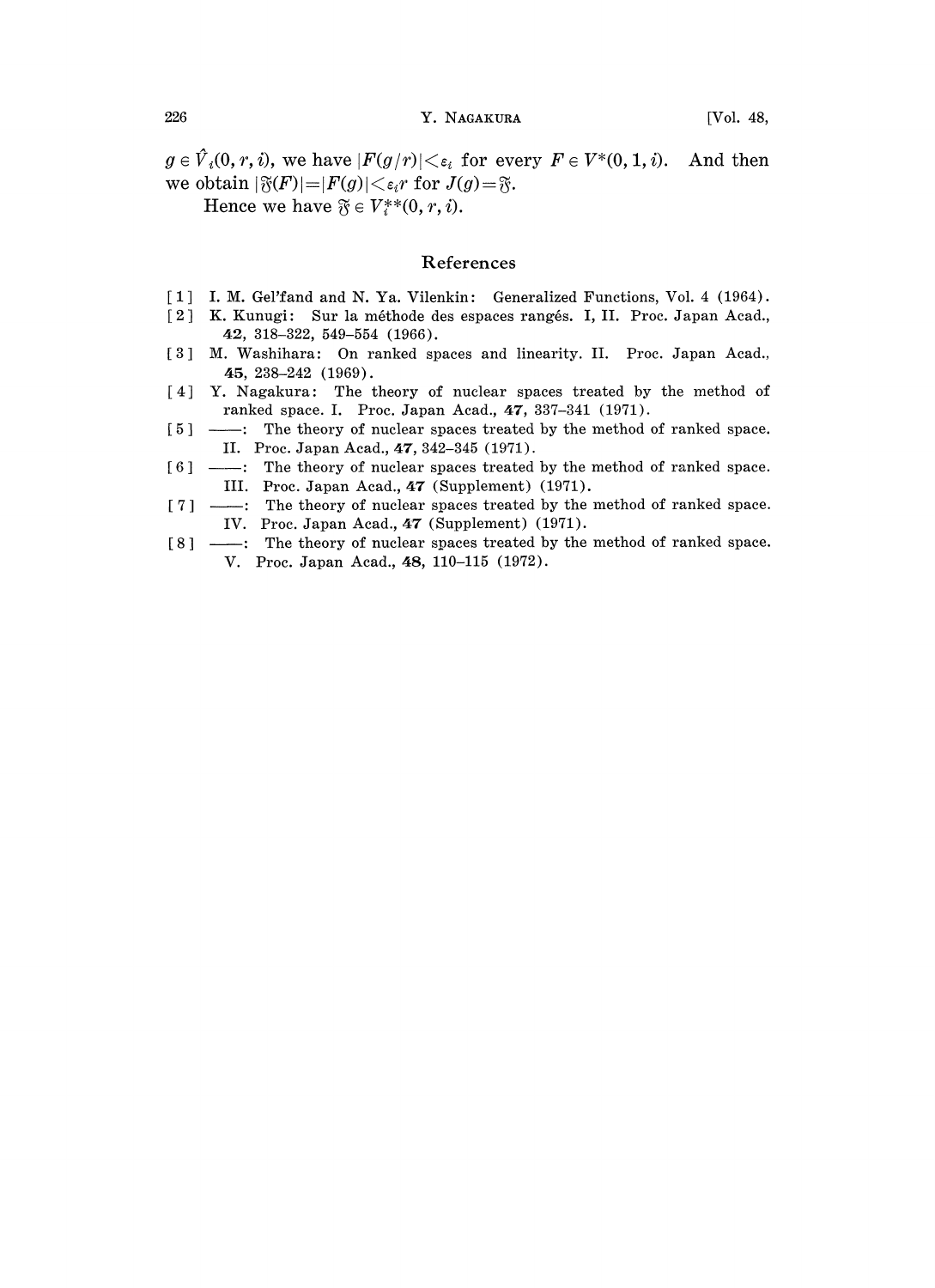$g \in \hat{V}_i(0, r, i)$, we have $|F(g/r)| < \varepsilon_i$ for every $F \in V^*(0, 1, i)$. And then we obtain $|\mathfrak{F}(F)| = |F(g)| < \varepsilon_i r$ for $J(g) = \mathfrak{F}$.

Hence we have $\mathfrak{F} \in V_i^{**}(0, r, i)$.

## References

[1] I. M. Gel'fand and N. Ya. Vilenkin: Generalized Functions, Vol. 4 (1964).

[2] K. Kunugi: Sur la méthode des espaces rangés. I, II. Proc. Japan Acad., **42**, 318–322, 549–554 (1966).

[3] M. Washihara: On ranked spaces and linearity. II. Proc. Japan Acad., **45**, 238–242 (1969).

[4] Y. Nagakura: The theory of nuclear spaces treated by the method of ranked space. I. Proc. Japan Acad., **47**, 337–341 (1971).

[5] ——: The theory of nuclear spaces treated by the method of ranked space. II. Proc. Japan Acad., **47**, 342–345 (1971).

[6] ——: The theory of nuclear spaces treated by the method of ranked space. III. Proc. Japan Acad., **47** (Supplement) (1971).

[7] ——: The theory of nuclear spaces treated by the method of ranked space. IV. Proc. Japan Acad., **47** (Supplement) (1971).

[8] ——: The theory of nuclear spaces treated by the method of ranked space. V. Proc. Japan Acad., **48**, 110–115 (1972).